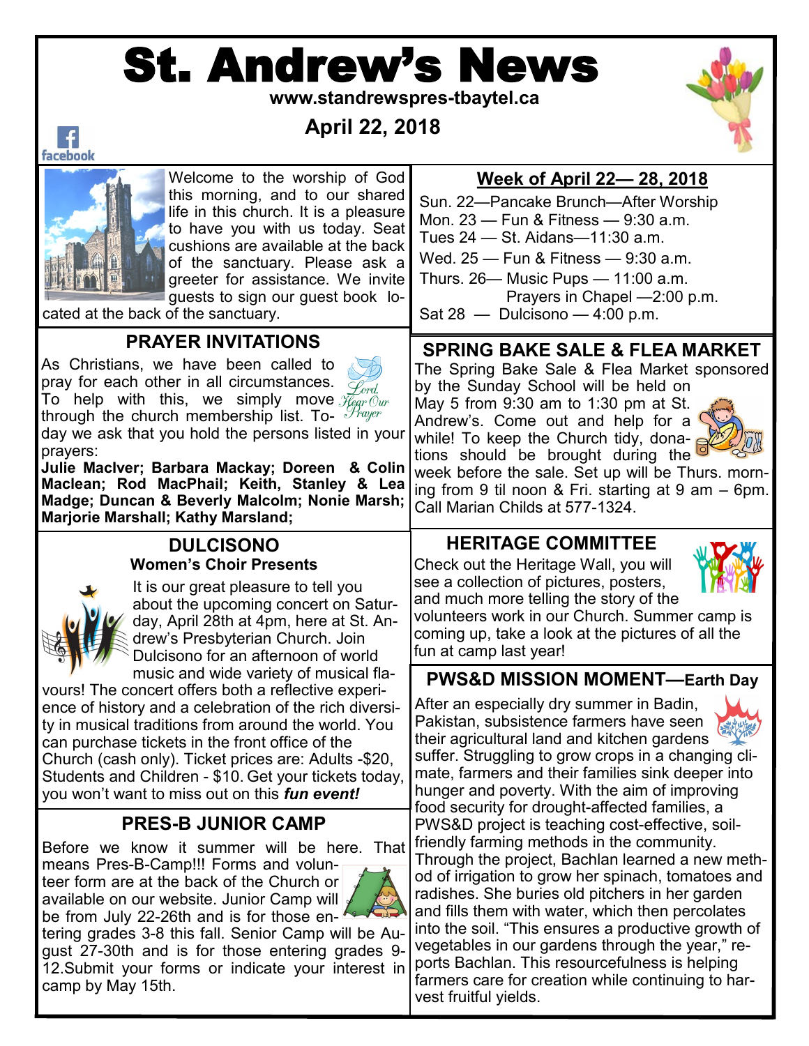# St. Andrew's News

**www.standrewspres-tbaytel.ca**

**April 22, 2018**

Welcome to the worship of God this morning, and to our shared life in this church. It is a pleasure to have you with us today. Seat cushions are available at the back of the sanctuary. Please ask a greeter for assistance. We invite guests to sign our guest book located at the back of the sanctuary.

## Week of April 22— 28, 2018

Sun. 22—Pancake Brunch—After Worship
Mon. 23 — Fun & Fitness — 9:30 a.m.
Tues 24 — St. Aidans—11:30 a.m.
Wed. 25 — Fun & Fitness — 9:30 a.m.
Thurs. 26— Music Pups — 11:00 a.m.
Prayers in Chapel —2:00 p.m.
Sat 28 — Dulcisono — 4:00 p.m.

## PRAYER INVITATIONS

As Christians, we have been called to pray for each other in all circumstances. To help with this, we simply move through the church membership list. Today we ask that you hold the persons listed in your prayers:

**Julie MacIver; Barbara Mackay; Doreen & Colin Maclean; Rod MacPhail; Keith, Stanley & Lea Madge; Duncan & Beverly Malcolm; Nonie Marsh; Marjorie Marshall; Kathy Marsland;**

## SPRING BAKE SALE & FLEA MARKET

The Spring Bake Sale & Flea Market sponsored by the Sunday School will be held on May 5 from 9:30 am to 1:30 pm at St. Andrew's. Come out and help for a while! To keep the Church tidy, donations should be brought during the week before the sale. Set up will be Thurs. morning from 9 til noon & Fri. starting at 9 am – 6pm. Call Marian Childs at 577-1324.

## DULCISONO

### Women's Choir Presents

It is our great pleasure to tell you about the upcoming concert on Saturday, April 28th at 4pm, here at St. Andrew's Presbyterian Church. Join Dulcisono for an afternoon of world music and wide variety of musical flavours! The concert offers both a reflective experience of history and a celebration of the rich diversity in musical traditions from around the world. You can purchase tickets in the front office of the Church (cash only). Ticket prices are: Adults -$20, Students and Children - $10. Get your tickets today, you won't want to miss out on this ***fun event!***

## HERITAGE COMMITTEE

Check out the Heritage Wall, you will see a collection of pictures, posters, and much more telling the story of the volunteers work in our Church. Summer camp is coming up, take a look at the pictures of all the fun at camp last year!

## PRES-B JUNIOR CAMP

Before we know it summer will be here. That means Pres-B-Camp!!! Forms and volunteer form are at the back of the Church or available on our website. Junior Camp will be from July 22-26th and is for those entering grades 3-8 this fall. Senior Camp will be August 27-30th and is for those entering grades 9-12.Submit your forms or indicate your interest in camp by May 15th.

## PWS&D MISSION MOMENT—Earth Day

After an especially dry summer in Badin, Pakistan, subsistence farmers have seen their agricultural land and kitchen gardens suffer. Struggling to grow crops in a changing climate, farmers and their families sink deeper into hunger and poverty. With the aim of improving food security for drought-affected families, a PWS&D project is teaching cost-effective, soil-friendly farming methods in the community. Through the project, Bachlan learned a new method of irrigation to grow her spinach, tomatoes and radishes. She buries old pitchers in her garden and fills them with water, which then percolates into the soil. "This ensures a productive growth of vegetables in our gardens through the year," reports Bachlan. This resourcefulness is helping farmers care for creation while continuing to harvest fruitful yields.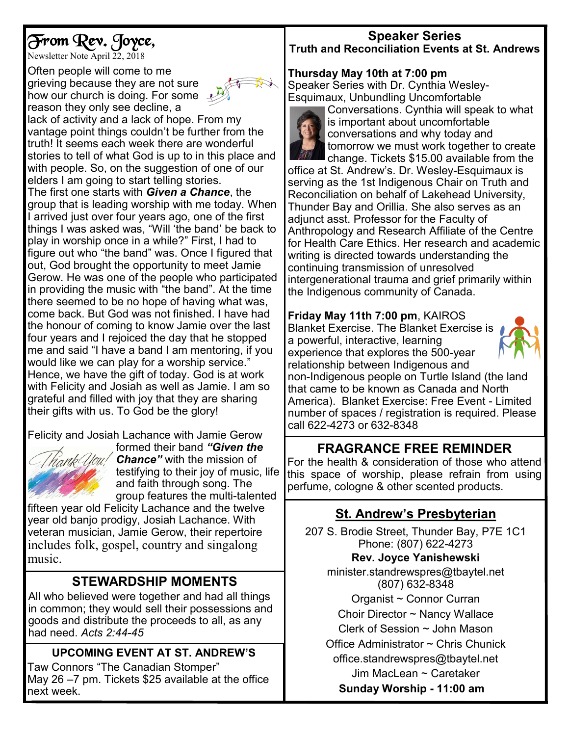# From Rev. Joyce,

Newsletter Note April 22, 2018

Often people will come to me grieving because they are not sure how our church is doing. For some reason they only see decline, a lack of activity and a lack of hope. From my vantage point things couldn't be further from the truth! It seems each week there are wonderful stories to tell of what God is up to in this place and with people. So, on the suggestion of one of our elders I am going to start telling stories.

The first one starts with ***Given a Chance***, the group that is leading worship with me today. When I arrived just over four years ago, one of the first things I was asked was, "Will 'the band' be back to play in worship once in a while?" First, I had to figure out who "the band" was. Once I figured that out, God brought the opportunity to meet Jamie Gerow. He was one of the people who participated in providing the music with "the band". At the time there seemed to be no hope of having what was, come back. But God was not finished. I have had the honour of coming to know Jamie over the last four years and I rejoiced the day that he stopped me and said "I have a band I am mentoring, if you would like we can play for a worship service." Hence, we have the gift of today. God is at work with Felicity and Josiah as well as Jamie. I am so grateful and filled with joy that they are sharing their gifts with us. To God be the glory!

Felicity and Josiah Lachance with Jamie Gerow formed their band ***"Given the Chance"*** with the mission of testifying to their joy of music, life and faith through song. The group features the multi-talented fifteen year old Felicity Lachance and the twelve year old banjo prodigy, Josiah Lachance. With veteran musician, Jamie Gerow, their repertoire includes folk, gospel, country and singalong music.

## STEWARDSHIP MOMENTS

All who believed were together and had all things in common; they would sell their possessions and goods and distribute the proceeds to all, as any had need. *Acts 2:44-45*

## UPCOMING EVENT AT ST. ANDREW'S

Taw Connors "The Canadian Stomper"
May 26 –7 pm. Tickets $25 available at the office next week.

## Speaker Series

### Truth and Reconciliation Events at St. Andrews

**Thursday May 10th at 7:00 pm**
Speaker Series with Dr. Cynthia Wesley-Esquimaux, Unbundling Uncomfortable Conversations. Cynthia will speak to what is important about uncomfortable conversations and why today and tomorrow we must work together to create change. Tickets $15.00 available from the office at St. Andrew's. Dr. Wesley-Esquimaux is serving as the 1st Indigenous Chair on Truth and Reconciliation on behalf of Lakehead University, Thunder Bay and Orillia. She also serves as an adjunct asst. Professor for the Faculty of Anthropology and Research Affiliate of the Centre for Health Care Ethics. Her research and academic writing is directed towards understanding the continuing transmission of unresolved intergenerational trauma and grief primarily within the Indigenous community of Canada.

**Friday May 11th 7:00 pm**, KAIROS Blanket Exercise. The Blanket Exercise is a powerful, interactive, learning experience that explores the 500-year relationship between Indigenous and non-Indigenous people on Turtle Island (the land that came to be known as Canada and North America). Blanket Exercise: Free Event - Limited number of spaces / registration is required. Please call 622-4273 or 632-8348

## FRAGRANCE FREE REMINDER

For the health & consideration of those who attend this space of worship, please refrain from using perfume, cologne & other scented products.

## St. Andrew's Presbyterian

207 S. Brodie Street, Thunder Bay, P7E 1C1
Phone: (807) 622-4273

**Rev. Joyce Yanishewski**
minister.standrewspres@tbaytel.net
(807) 632-8348

Organist ~ Connor Curran
Choir Director ~ Nancy Wallace
Clerk of Session ~ John Mason
Office Administrator ~ Chris Chunick
office.standrewspres@tbaytel.net
Jim MacLean ~ Caretaker

**Sunday Worship - 11:00 am**